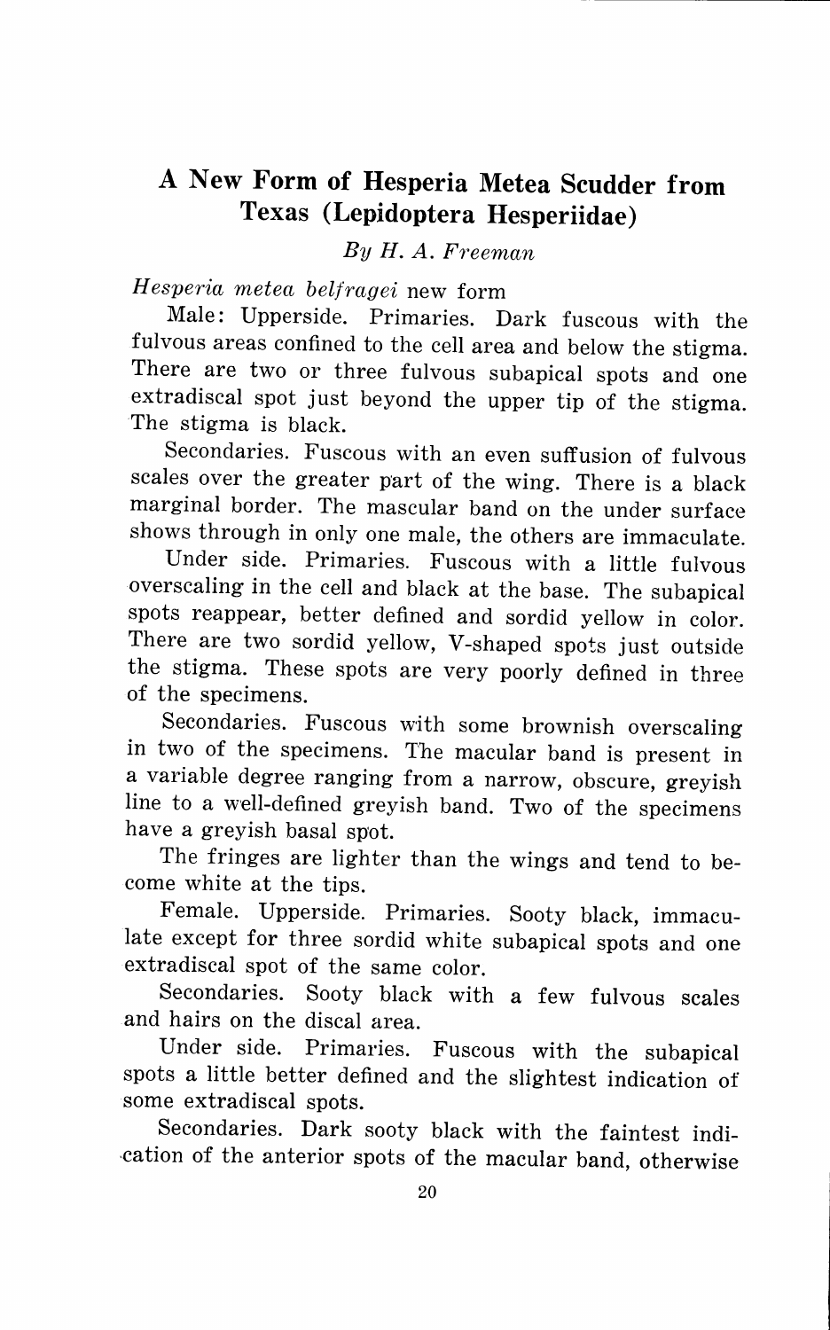# A New Form of Hesperia Metea Scudder from Texas (Lepidoptera Hesperiidae)

*By H. A. Freeman*

*Hesperia metea belfragei* new form

Male: Upperside. Primaries. Dark fuscous with the fulvous areas confined to the cell area and below the stigma. There are two or three fulvous subapical spots and one extradiscal spot just beyond the upper tip of the stigma. The stigma is black.

Secondaries. Fuscous with an even suffusion of fulvous scales over the greater part of the wing. There is a black marginal border. The mascular band on the under surface shows through in only one male, the others are immaculate.

Under side. Primaries. Fuscous with a little fulvous overscaling in the cell and black at the base. The subapical spots reappear, better defined and sordid yellow in color. There are two sordid yellow, V-shaped spots just outside the stigma. These spots are very poorly defined in three of the specimens.

Secondaries. Fuscous with some brownish overscaling in two of the specimens. The macular band is present in a variable degree ranging from a narrow, obscure, greyish line to a well-defined greyish band. Two of the specimens have a greyish basal spot.

The fringes are lighter than the wings and tend to become white at the tips.

Female. Upperside. Primaries. Sooty black, immaculate except for three sordid white subapical spots and one extradiscal spot of the same color.

Secondaries. Sooty black with a few fulvous scales and hairs on the discal area.

Under side. Primaries. Fuscous with the subapical spots a little better defined and the slightest indication of some extradiscal spots.

Secondaries. Dark sooty black with the faintest indication of the anterior spots of the macular band, otherwise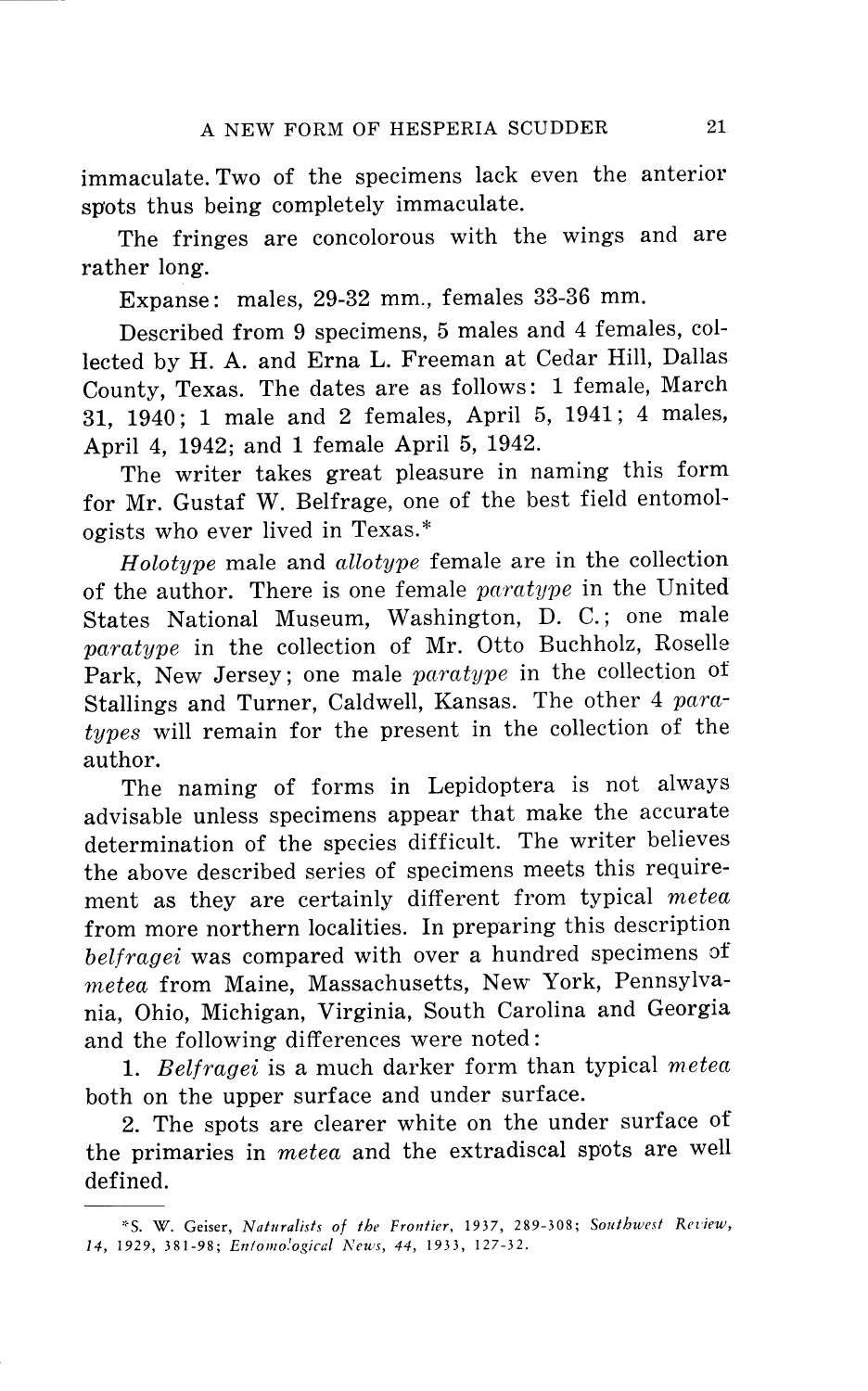immaculate. Two of the specimens lack even the anterior spots thus being completely immaculate.

The fringes are concolorous with the wings and are rather long.

Expanse: males, 29-32 mm., females 33-36 mm.

Described from 9 specimens, 5 males and 4 females, collected by H. A. and Erna L. Freeman at Cedar Hill, Dallas County, Texas. The dates are as follows: 1 female, March 31, 1940; 1 male and 2 females, April 5, 1941; 4 males, April 4, 1942; and 1 female April 5, 1942.

The writer takes great pleasure in naming this form for Mr. Gustaf W. Belfrage, one of the best field entomologists who ever lived in Texas.*

*Holotype* male and *allotype* female are in the collection of the author. There is one female *paratype* in the United States National Museum, Washington, D. C.; one male *paratype* in the collection of Mr. Otto Buchholz, Roselle Park, New Jersey; one male *paratype* in the collection of Stallings and Turner, Caldwell, Kansas. The other 4 *paratypes* will remain for the present in the collection of the author.

The naming of forms in Lepidoptera is not always advisable unless specimens appear that make the accurate determination of the species difficult. The writer believes the above described series of specimens meets this requirement as they are certainly different from typical *metea* from more northern localities. In preparing this description *belfragei* was compared with over a hundred specimens of *metea* from Maine, Massachusetts, New York, Pennsylvania, Ohio, Michigan, Virginia, South Carolina and Georgia and the following differences were noted:

1. *Belfragei* is a much darker form than typical *metea* both on the upper surface and under surface.

2. The spots are clearer white on the under surface of the primaries in *metea* and the extradiscal spots are well defined.

---

*S. W. Geiser, *Naturalists of the Frontier*, 1937, 289-308; *Southwest Review*, *14*, 1929, 381-98; *Entomological News*, *44*, 1933, 127-32.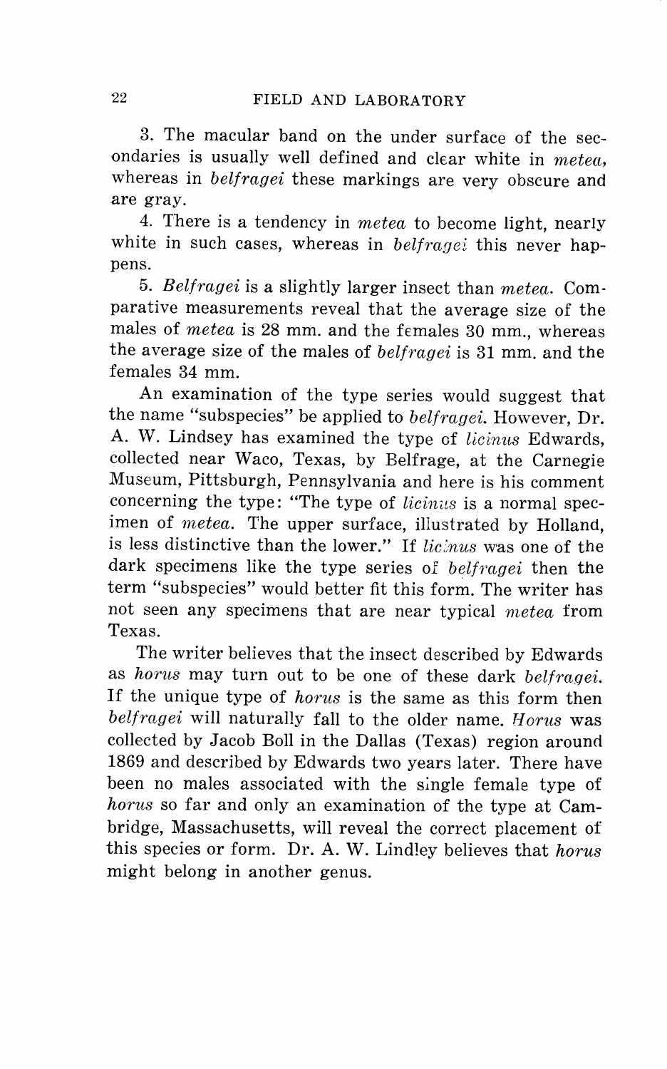3. The macular band on the under surface of the secondaries is usually well defined and clear white in *metea*, whereas in *belfragei* these markings are very obscure and are gray.

4. There is a tendency in *metea* to become light, nearly white in such cases, whereas in *belfragei* this never happens.

5. *Belfragei* is a slightly larger insect than *metea*. Comparative measurements reveal that the average size of the males of *metea* is 28 mm. and the females 30 mm., whereas the average size of the males of *belfragei* is 31 mm. and the females 34 mm.

An examination of the type series would suggest that the name "subspecies" be applied to *belfragei*. However, Dr. A. W. Lindsey has examined the type of *licinus* Edwards, collected near Waco, Texas, by Belfrage, at the Carnegie Museum, Pittsburgh, Pennsylvania and here is his comment concerning the type: "The type of *licinus* is a normal specimen of *metea*. The upper surface, illustrated by Holland, is less distinctive than the lower." If *licinus* was one of the dark specimens like the type series of *belfragei* then the term "subspecies" would better fit this form. The writer has not seen any specimens that are near typical *metea* from Texas.

The writer believes that the insect described by Edwards as *horus* may turn out to be one of these dark *belfragei*. If the unique type of *horus* is the same as this form then *belfragei* will naturally fall to the older name. *Horus* was collected by Jacob Boll in the Dallas (Texas) region around 1869 and described by Edwards two years later. There have been no males associated with the single female type of *horus* so far and only an examination of the type at Cambridge, Massachusetts, will reveal the correct placement of this species or form. Dr. A. W. Lindley believes that *horus* might belong in another genus.